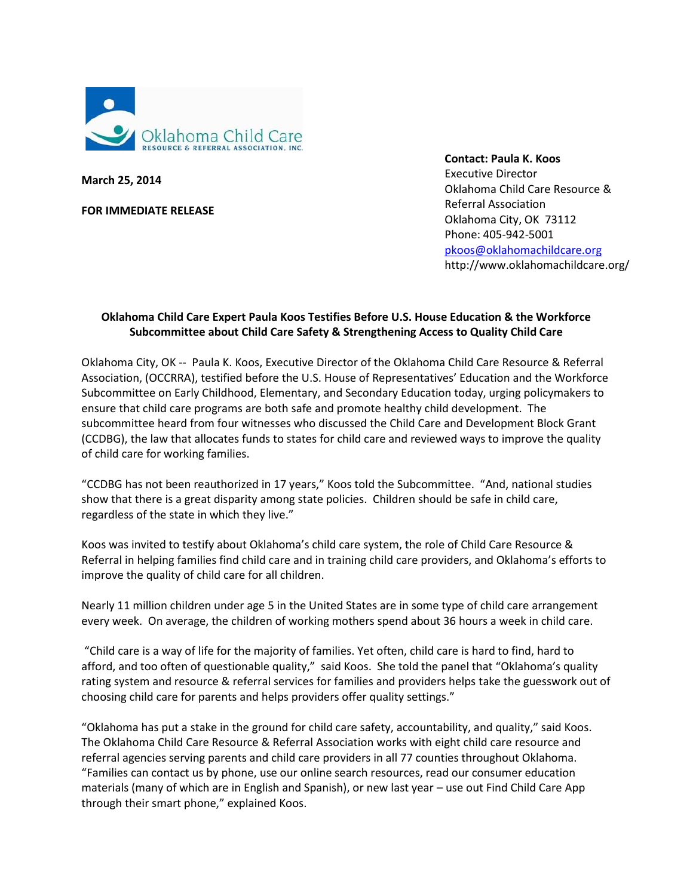Oklahoma Child Care
RESOURCE & REFERRAL ASSOCIATION, INC.

**March 25, 2014**

**FOR IMMEDIATE RELEASE**

**Contact: Paula K. Koos**
Executive Director
Oklahoma Child Care Resource & Referral Association
Oklahoma City, OK 73112
Phone: 405-942-5001
pkoos@oklahomachildcare.org
http://www.oklahomachildcare.org/

**Oklahoma Child Care Expert Paula Koos Testifies Before U.S. House Education & the Workforce Subcommittee about Child Care Safety & Strengthening Access to Quality Child Care**

Oklahoma City, OK -- Paula K. Koos, Executive Director of the Oklahoma Child Care Resource & Referral Association, (OCCRRA), testified before the U.S. House of Representatives' Education and the Workforce Subcommittee on Early Childhood, Elementary, and Secondary Education today, urging policymakers to ensure that child care programs are both safe and promote healthy child development. The subcommittee heard from four witnesses who discussed the Child Care and Development Block Grant (CCDBG), the law that allocates funds to states for child care and reviewed ways to improve the quality of child care for working families.

"CCDBG has not been reauthorized in 17 years," Koos told the Subcommittee. "And, national studies show that there is a great disparity among state policies. Children should be safe in child care, regardless of the state in which they live."

Koos was invited to testify about Oklahoma's child care system, the role of Child Care Resource & Referral in helping families find child care and in training child care providers, and Oklahoma's efforts to improve the quality of child care for all children.

Nearly 11 million children under age 5 in the United States are in some type of child care arrangement every week. On average, the children of working mothers spend about 36 hours a week in child care.

"Child care is a way of life for the majority of families. Yet often, child care is hard to find, hard to afford, and too often of questionable quality," said Koos. She told the panel that "Oklahoma's quality rating system and resource & referral services for families and providers helps take the guesswork out of choosing child care for parents and helps providers offer quality settings."

"Oklahoma has put a stake in the ground for child care safety, accountability, and quality," said Koos. The Oklahoma Child Care Resource & Referral Association works with eight child care resource and referral agencies serving parents and child care providers in all 77 counties throughout Oklahoma. "Families can contact us by phone, use our online search resources, read our consumer education materials (many of which are in English and Spanish), or new last year – use out Find Child Care App through their smart phone," explained Koos.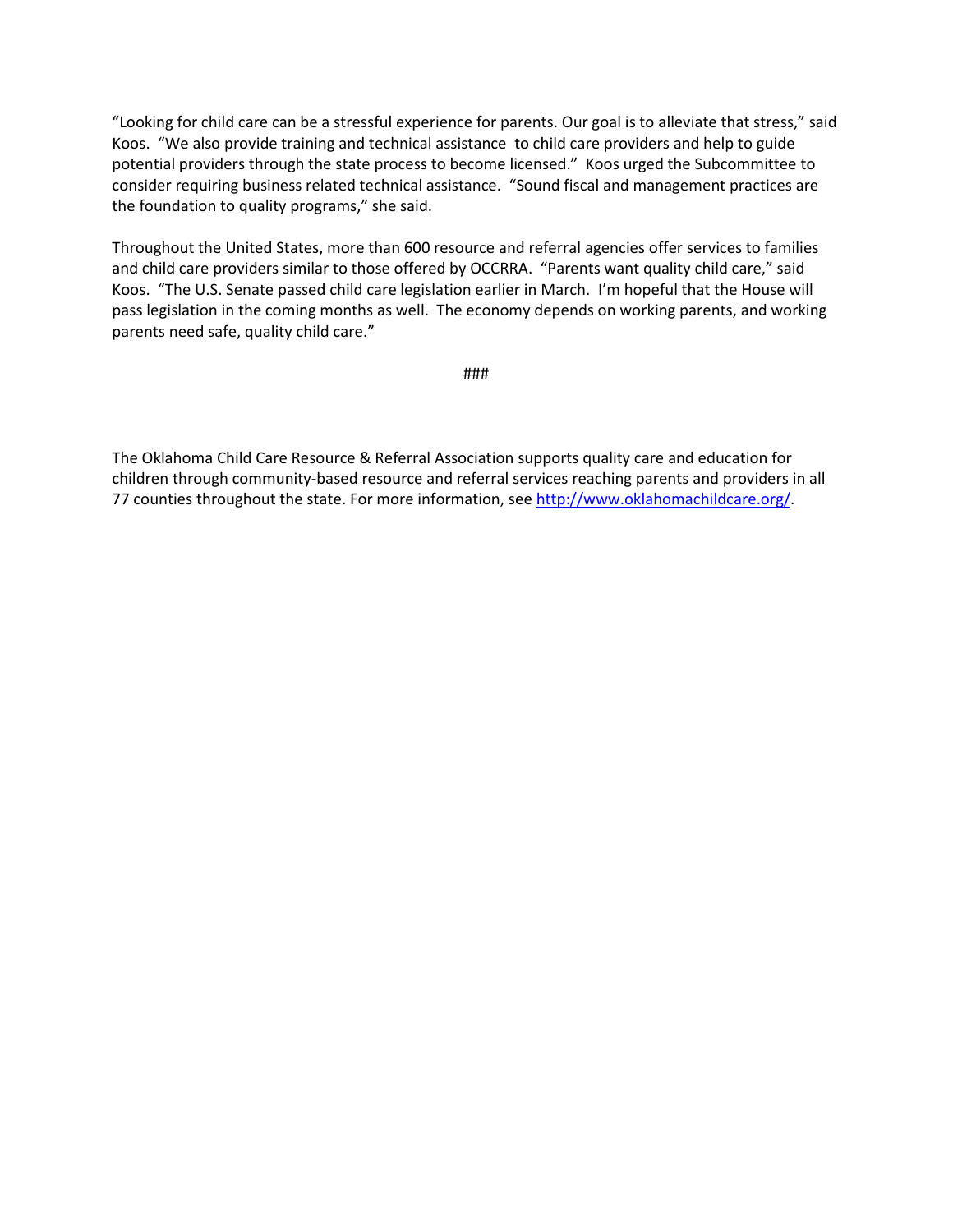"Looking for child care can be a stressful experience for parents. Our goal is to alleviate that stress," said Koos. "We also provide training and technical assistance to child care providers and help to guide potential providers through the state process to become licensed." Koos urged the Subcommittee to consider requiring business related technical assistance. "Sound fiscal and management practices are the foundation to quality programs," she said.

Throughout the United States, more than 600 resource and referral agencies offer services to families and child care providers similar to those offered by OCCRRA. "Parents want quality child care," said Koos. "The U.S. Senate passed child care legislation earlier in March. I'm hopeful that the House will pass legislation in the coming months as well. The economy depends on working parents, and working parents need safe, quality child care."

###

The Oklahoma Child Care Resource & Referral Association supports quality care and education for children through community-based resource and referral services reaching parents and providers in all 77 counties throughout the state. For more information, see [http://www.oklahomachildcare.org/](http://www.oklahomachildcare.org/).